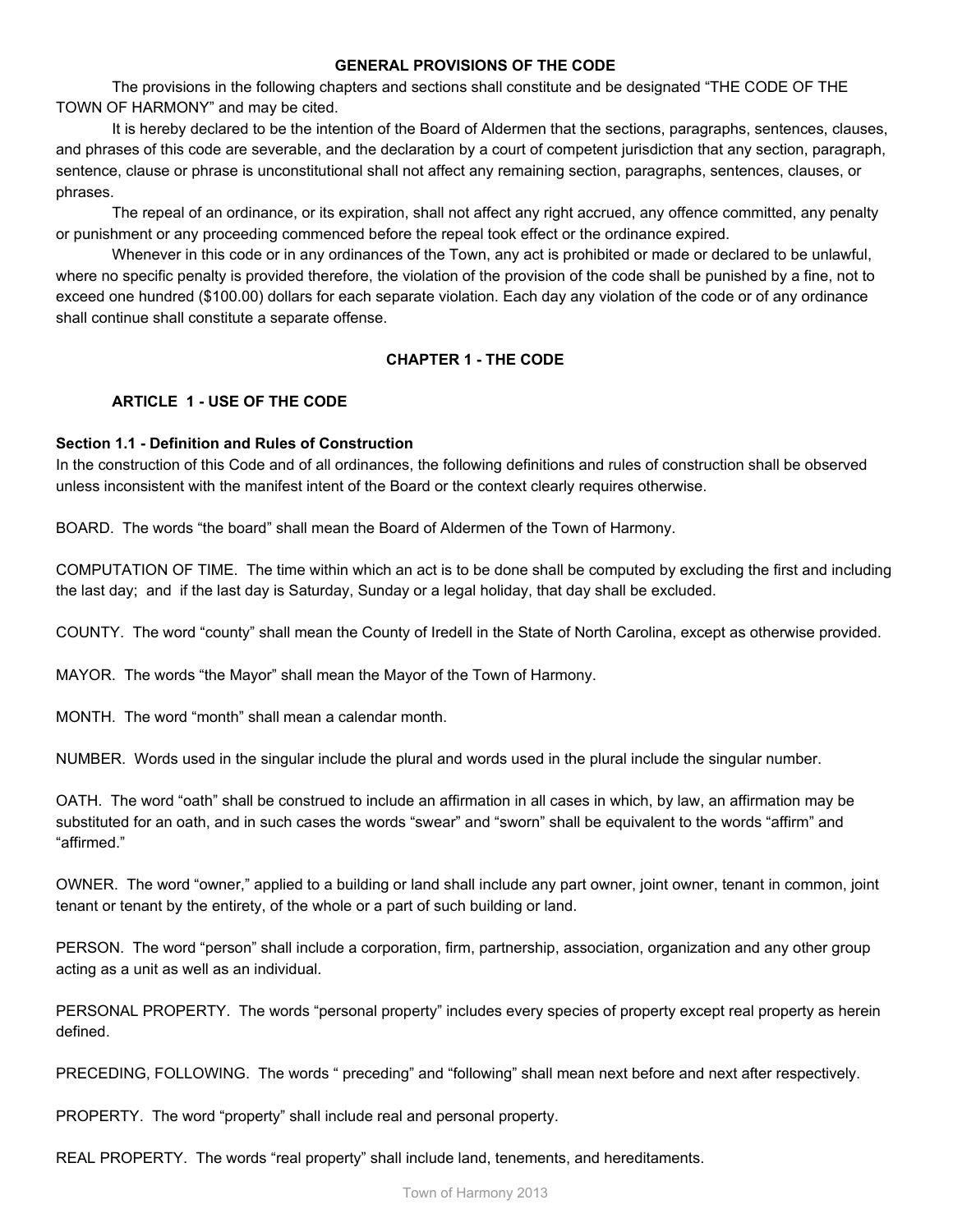## GENERAL PROVISIONS OF THE CODE

The provisions in the following chapters and sections shall constitute and be designated "THE CODE OF THE TOWN OF HARMONY" and may be cited.

It is hereby declared to be the intention of the Board of Aldermen that the sections, paragraphs, sentences, clauses, and phrases of this code are severable, and the declaration by a court of competent jurisdiction that any section, paragraph, sentence, clause or phrase is unconstitutional shall not affect any remaining section, paragraphs, sentences, clauses, or phrases.

The repeal of an ordinance, or its expiration, shall not affect any right accrued, any offence committed, any penalty or punishment or any proceeding commenced before the repeal took effect or the ordinance expired.

Whenever in this code or in any ordinances of the Town, any act is prohibited or made or declared to be unlawful, where no specific penalty is provided therefore, the violation of the provision of the code shall be punished by a fine, not to exceed one hundred ($100.00) dollars for each separate violation. Each day any violation of the code or of any ordinance shall continue shall constitute a separate offense.

## CHAPTER 1 - THE CODE

### ARTICLE 1 - USE OF THE CODE

**Section 1.1 - Definition and Rules of Construction**

In the construction of this Code and of all ordinances, the following definitions and rules of construction shall be observed unless inconsistent with the manifest intent of the Board or the context clearly requires otherwise.

BOARD. The words "the board" shall mean the Board of Aldermen of the Town of Harmony.

COMPUTATION OF TIME. The time within which an act is to be done shall be computed by excluding the first and including the last day; and if the last day is Saturday, Sunday or a legal holiday, that day shall be excluded.

COUNTY. The word "county" shall mean the County of Iredell in the State of North Carolina, except as otherwise provided.

MAYOR. The words "the Mayor" shall mean the Mayor of the Town of Harmony.

MONTH. The word "month" shall mean a calendar month.

NUMBER. Words used in the singular include the plural and words used in the plural include the singular number.

OATH. The word "oath" shall be construed to include an affirmation in all cases in which, by law, an affirmation may be substituted for an oath, and in such cases the words "swear" and "sworn" shall be equivalent to the words "affirm" and "affirmed."

OWNER. The word "owner," applied to a building or land shall include any part owner, joint owner, tenant in common, joint tenant or tenant by the entirety, of the whole or a part of such building or land.

PERSON. The word "person" shall include a corporation, firm, partnership, association, organization and any other group acting as a unit as well as an individual.

PERSONAL PROPERTY. The words "personal property" includes every species of property except real property as herein defined.

PRECEDING, FOLLOWING. The words " preceding" and "following" shall mean next before and next after respectively.

PROPERTY. The word "property" shall include real and personal property.

REAL PROPERTY. The words "real property" shall include land, tenements, and hereditaments.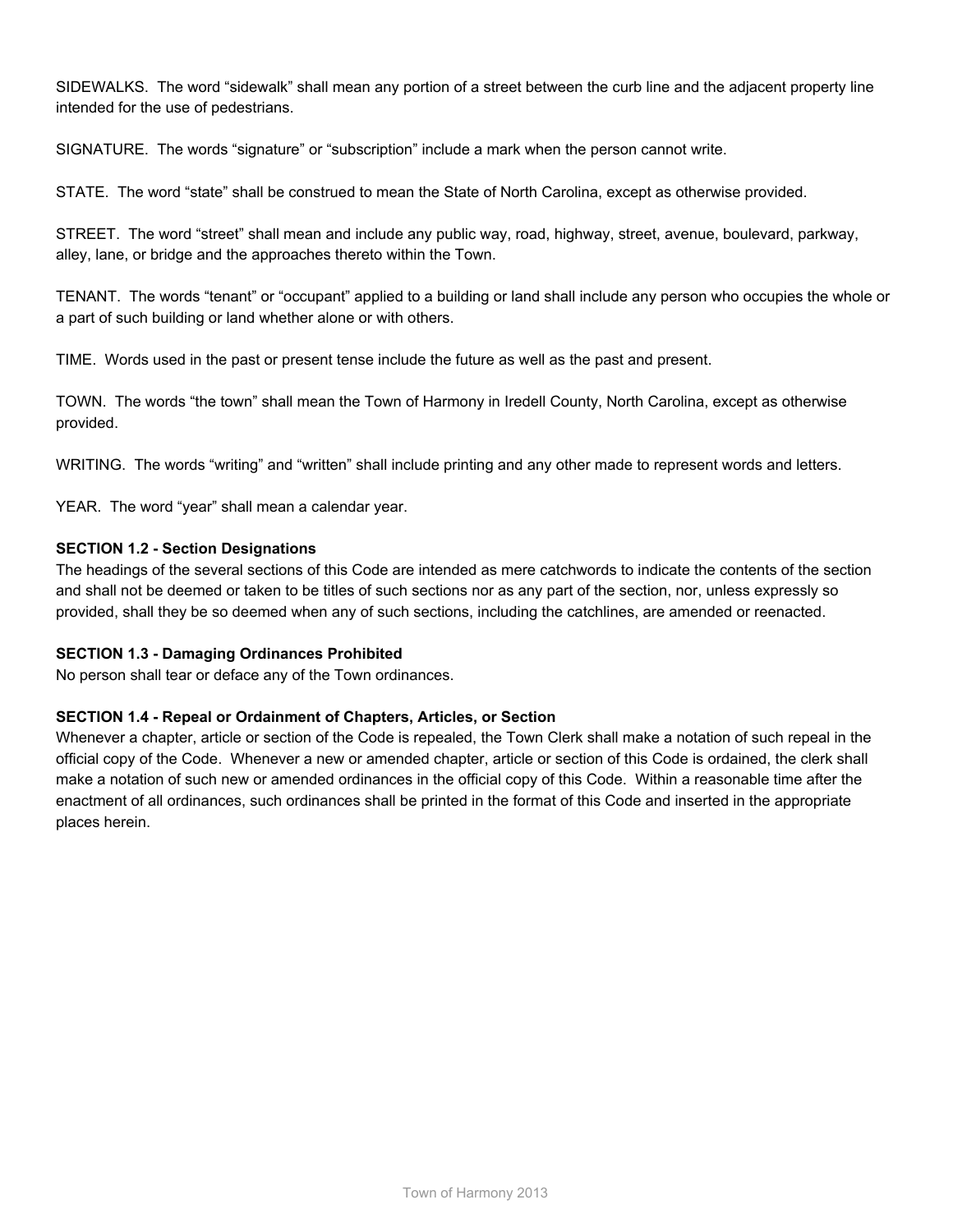SIDEWALKS. The word "sidewalk" shall mean any portion of a street between the curb line and the adjacent property line intended for the use of pedestrians.

SIGNATURE. The words "signature" or "subscription" include a mark when the person cannot write.

STATE. The word "state" shall be construed to mean the State of North Carolina, except as otherwise provided.

STREET. The word "street" shall mean and include any public way, road, highway, street, avenue, boulevard, parkway, alley, lane, or bridge and the approaches thereto within the Town.

TENANT. The words "tenant" or "occupant" applied to a building or land shall include any person who occupies the whole or a part of such building or land whether alone or with others.

TIME. Words used in the past or present tense include the future as well as the past and present.

TOWN. The words "the town" shall mean the Town of Harmony in Iredell County, North Carolina, except as otherwise provided.

WRITING. The words "writing" and "written" shall include printing and any other made to represent words and letters.

YEAR. The word "year" shall mean a calendar year.

**SECTION 1.2 - Section Designations**

The headings of the several sections of this Code are intended as mere catchwords to indicate the contents of the section and shall not be deemed or taken to be titles of such sections nor as any part of the section, nor, unless expressly so provided, shall they be so deemed when any of such sections, including the catchlines, are amended or reenacted.

**SECTION 1.3 - Damaging Ordinances Prohibited**

No person shall tear or deface any of the Town ordinances.

**SECTION 1.4 - Repeal or Ordainment of Chapters, Articles, or Section**

Whenever a chapter, article or section of the Code is repealed, the Town Clerk shall make a notation of such repeal in the official copy of the Code. Whenever a new or amended chapter, article or section of this Code is ordained, the clerk shall make a notation of such new or amended ordinances in the official copy of this Code. Within a reasonable time after the enactment of all ordinances, such ordinances shall be printed in the format of this Code and inserted in the appropriate places herein.